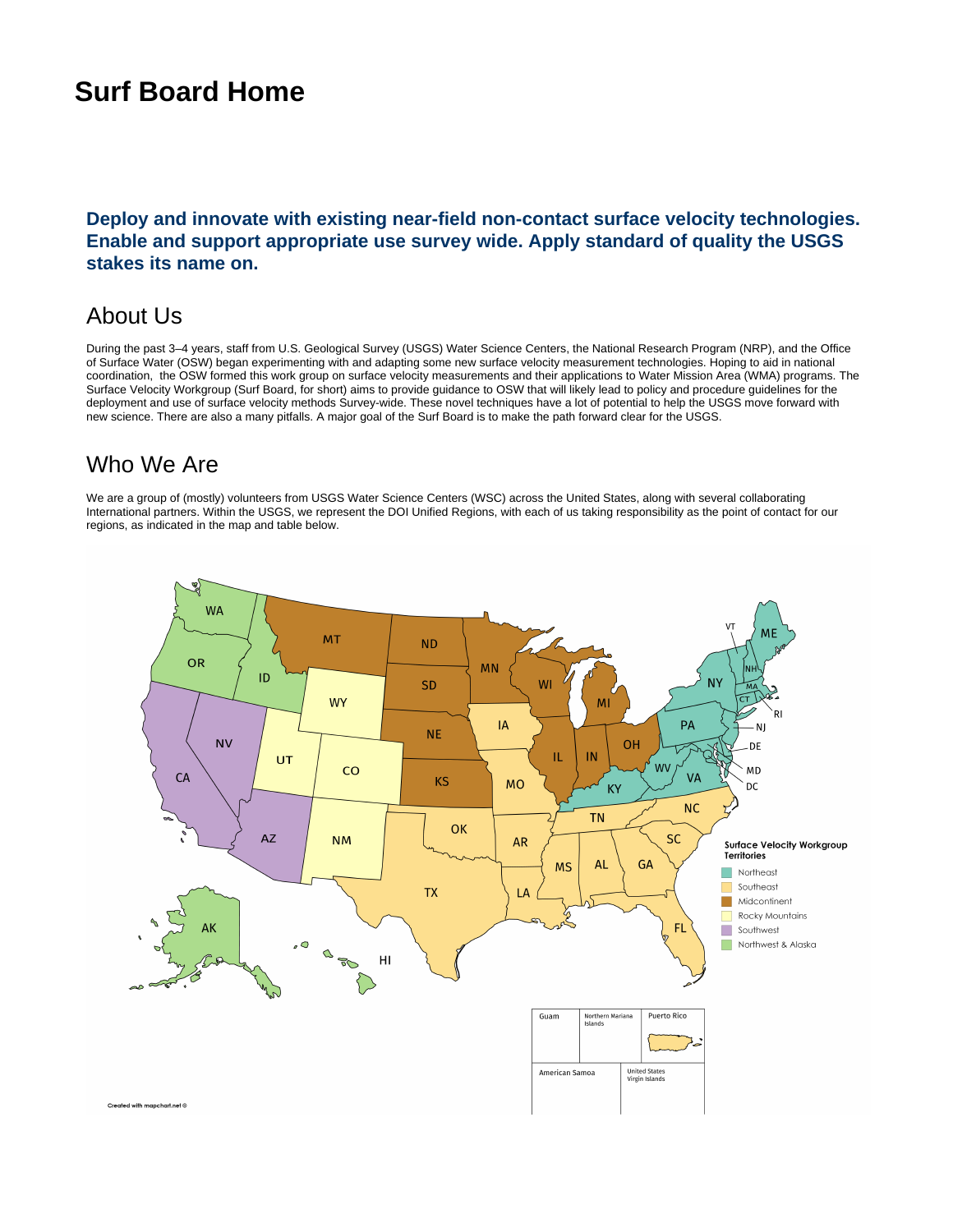# Surf Board Home

**Deploy and innovate with existing near-field non-contact surface velocity technologies. Enable and support appropriate use survey wide. Apply standard of quality the USGS stakes its name on.**

## About Us

During the past 3–4 years, staff from U.S. Geological Survey (USGS) Water Science Centers, the National Research Program (NRP), and the Office of Surface Water (OSW) began experimenting with and adapting some new surface velocity measurement technologies. Hoping to aid in national coordination, the OSW formed this work group on surface velocity measurements and their applications to Water Mission Area (WMA) programs. The Surface Velocity Workgroup (Surf Board, for short) aims to provide guidance to OSW that will likely lead to policy and procedure guidelines for the deployment and use of surface velocity methods Survey-wide. These novel techniques have a lot of potential to help the USGS move forward with new science. There are also a many pitfalls. A major goal of the Surf Board is to make the path forward clear for the USGS.

## Who We Are

We are a group of (mostly) volunteers from USGS Water Science Centers (WSC) across the United States, along with several collaborating International partners. Within the USGS, we represent the DOI Unified Regions, with each of us taking responsibility as the point of contact for our regions, as indicated in the map and table below.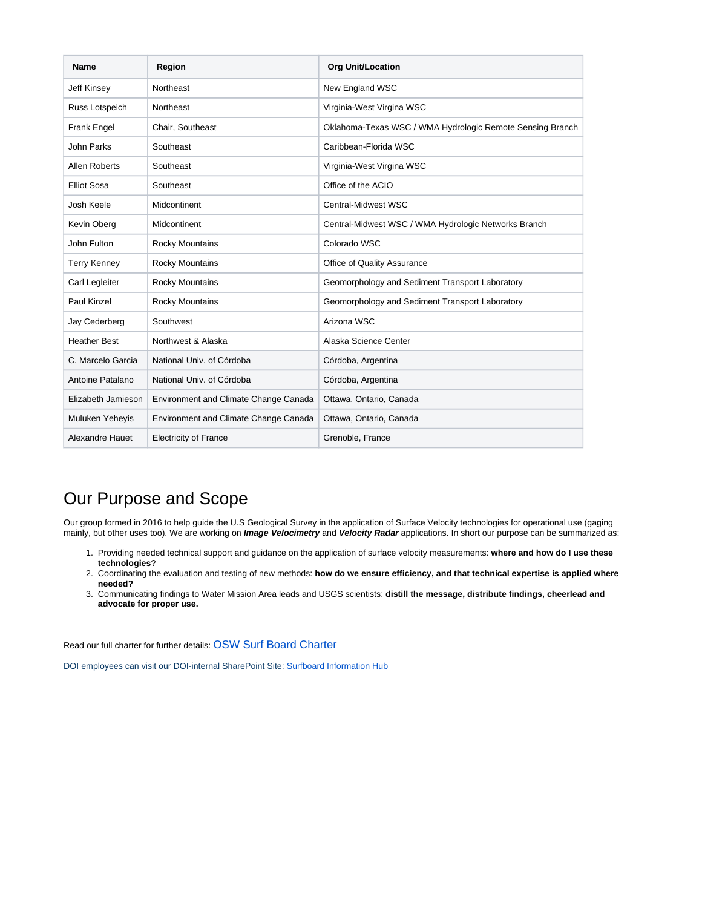| Name | Region | Org Unit/Location |
|---|---|---|
| Jeff Kinsey | Northeast | New England WSC |
| Russ Lotspeich | Northeast | Virginia-West Virgina WSC |
| Frank Engel | Chair, Southeast | Oklahoma-Texas WSC / WMA Hydrologic Remote Sensing Branch |
| John Parks | Southeast | Caribbean-Florida WSC |
| Allen Roberts | Southeast | Virginia-West Virgina WSC |
| Elliot Sosa | Southeast | Office of the ACIO |
| Josh Keele | Midcontinent | Central-Midwest WSC |
| Kevin Oberg | Midcontinent | Central-Midwest WSC / WMA Hydrologic Networks Branch |
| John Fulton | Rocky Mountains | Colorado WSC |
| Terry Kenney | Rocky Mountains | Office of Quality Assurance |
| Carl Legleiter | Rocky Mountains | Geomorphology and Sediment Transport Laboratory |
| Paul Kinzel | Rocky Mountains | Geomorphology and Sediment Transport Laboratory |
| Jay Cederberg | Southwest | Arizona WSC |
| Heather Best | Northwest & Alaska | Alaska Science Center |
| C. Marcelo Garcia | National Univ. of Córdoba | Córdoba, Argentina |
| Antoine Patalano | National Univ. of Córdoba | Córdoba, Argentina |
| Elizabeth Jamieson | Environment and Climate Change Canada | Ottawa, Ontario, Canada |
| Muluken Yeheyis | Environment and Climate Change Canada | Ottawa, Ontario, Canada |
| Alexandre Hauet | Electricity of France | Grenoble, France |

# Our Purpose and Scope

Our group formed in 2016 to help guide the U.S Geological Survey in the application of Surface Velocity technologies for operational use (gaging mainly, but other uses too). We are working on ***Image Velocimetry*** and ***Velocity Radar*** applications. In short our purpose can be summarized as:

1. Providing needed technical support and guidance on the application of surface velocity measurements: **where and how do I use these technologies**?
2. Coordinating the evaluation and testing of new methods: **how do we ensure efficiency, and that technical expertise is applied where needed?**
3. Communicating findings to Water Mission Area leads and USGS scientists: **distill the message, distribute findings, cheerlead and advocate for proper use.**

Read our full charter for further details: OSW Surf Board Charter

DOI employees can visit our DOI-internal SharePoint Site: Surfboard Information Hub